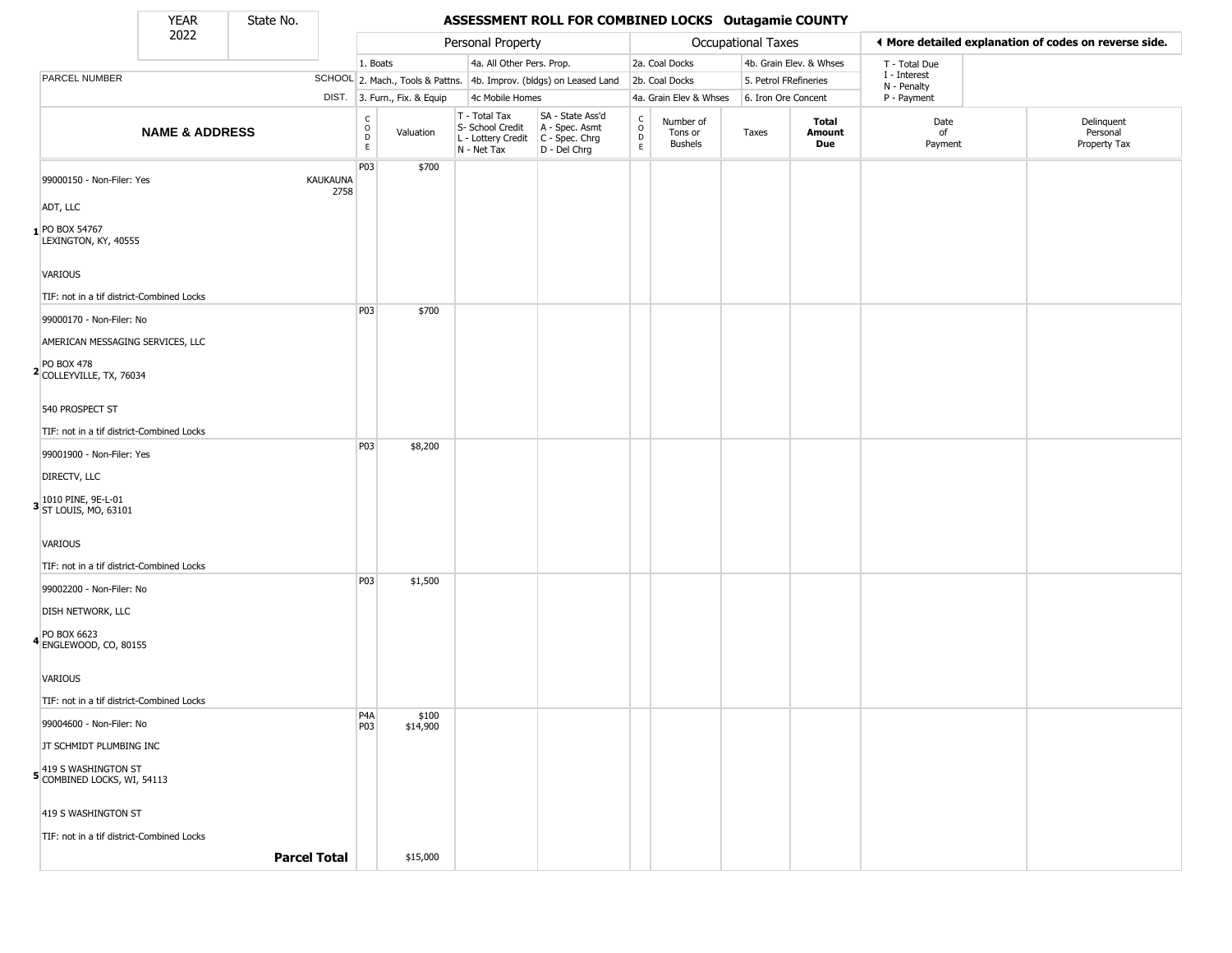| YEAR | State No. |
|---|---|
| 2022 | |

# ASSESSMENT ROLL FOR COMBINED LOCKS Outagamie COUNTY

| | Personal Property | | | | Occupational Taxes | | | | ◂ More detailed explanation of codes on reverse side. | |
|---|---|---|---|---|---|---|---|---|---|---|
| PARCEL NUMBER / SCHOOL DIST. | 1. Boats / 2. Mach., Tools & Pattns. / 3. Furn., Fix. & Equip | | 4a. All Other Pers. Prop. / 4b. Improv. (bldgs) on Leased Land / 4c Mobile Homes | | 2a. Coal Docks / 2b. Coal Docks / 4a. Grain Elev & Whses | | 4b. Grain Elev. & Whses / 5. Petrol FRefineries / 6. Iron Ore Concent | | T - Total Due / I - Interest / N - Penalty / P - Payment | |
| **NAME & ADDRESS** | CODE | Valuation | T - Total Tax / S- School Credit / L - Lottery Credit / N - Net Tax | SA - State Ass'd / A - Spec. Asmt / C - Spec. Chrg / D - Del Chrg | CODE | Number of Tons or Bushels | Taxes | **Total Amount Due** | Date of Payment | Delinquent Personal Property Tax |
| 1 99000150 - Non-Filer: Yes KAUKAUNA 2758<br>ADT, LLC<br>PO BOX 54767<br>LEXINGTON, KY, 40555<br>VARIOUS<br>TIF: not in a tif district-Combined Locks | P03 | $700 | | | | | | | | |
| 2 99000170 - Non-Filer: No<br>AMERICAN MESSAGING SERVICES, LLC<br>PO BOX 478<br>COLLEYVILLE, TX, 76034<br>540 PROSPECT ST<br>TIF: not in a tif district-Combined Locks | P03 | $700 | | | | | | | | |
| 3 99001900 - Non-Filer: Yes<br>DIRECTV, LLC<br>1010 PINE, 9E-L-01<br>ST LOUIS, MO, 63101<br>VARIOUS<br>TIF: not in a tif district-Combined Locks | P03 | $8,200 | | | | | | | | |
| 4 99002200 - Non-Filer: No<br>DISH NETWORK, LLC<br>PO BOX 6623<br>ENGLEWOOD, CO, 80155<br>VARIOUS<br>TIF: not in a tif district-Combined Locks | P03 | $1,500 | | | | | | | | |
| 5 99004600 - Non-Filer: No<br>JT SCHMIDT PLUMBING INC<br>419 S WASHINGTON ST<br>COMBINED LOCKS, WI, 54113<br>419 S WASHINGTON ST<br>TIF: not in a tif district-Combined Locks | P4A<br>P03 | $100<br>$14,900 | | | | | | | | |
| **Parcel Total** | | $15,000 | | | | | | | | |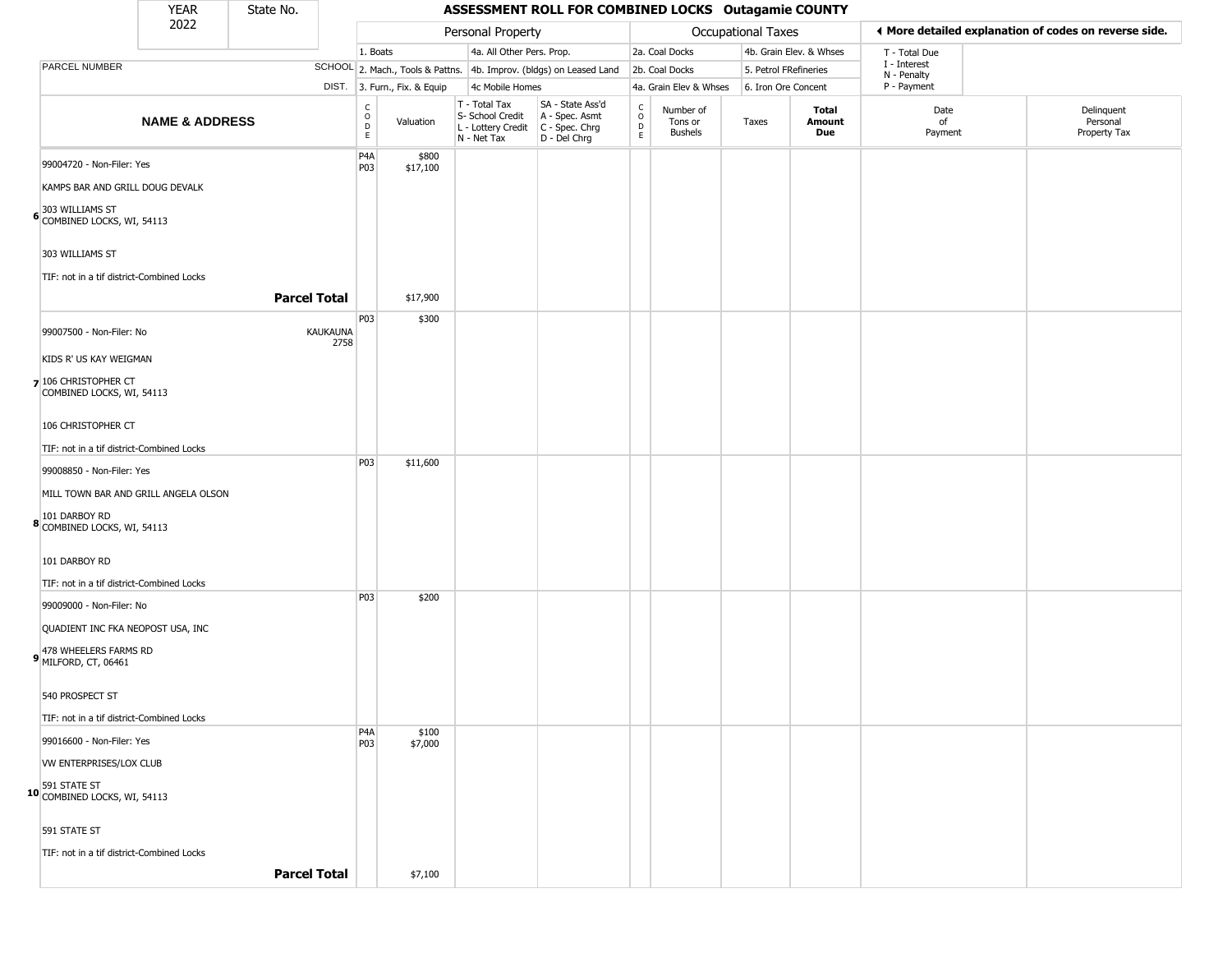| YEAR 2022 | State No. | | ASSESSMENT ROLL FOR COMBINED LOCKS Outagamie COUNTY | | | | | | | | | |
|---|---|---|---|---|---|---|---|---|---|---|---|---|

| | | Personal Property | | | | Occupational Taxes | | | | ◄ More detailed explanation of codes on reverse side. | |
|---|---|---|---|---|---|---|---|---|---|---|---|
| | | 1. Boats | | 4a. All Other Pers. Prop. | | 2a. Coal Docks | | 4b. Grain Elev. & Whses | | T - Total Due | |
| PARCEL NUMBER | SCHOOL | 2. Mach., Tools & Pattns. | | 4b. Improv. (bldgs) on Leased Land | | 2b. Coal Docks | | 5. Petrol FRefineries | | I - Interest, N - Penalty | |
| | DIST. | 3. Furn., Fix. & Equip | | 4c Mobile Homes | | 4a. Grain Elev & Whses | | 6. Iron Ore Concent | | P - Payment | |

| NAME & ADDRESS | CODE | Valuation | T - Total Tax, S- School Credit, L - Lottery Credit, N - Net Tax | SA - State Ass'd, A - Spec. Asmt, C - Spec. Chrg, D - Del Chrg | CODE | Number of Tons or Bushels | Taxes | Total Amount Due | Date of Payment | Delinquent Personal Property Tax |
|---|---|---|---|---|---|---|---|---|---|---|
| 99004720 - Non-Filer: Yes<br>KAMPS BAR AND GRILL DOUG DEVALK<br>6 303 WILLIAMS ST<br>COMBINED LOCKS, WI, 54113<br>303 WILLIAMS ST<br>TIF: not in a tif district-Combined Locks | P4A<br>P03 | \$800<br>\$17,100 | | | | | | | | |
| **Parcel Total** | | \$17,900 | | | | | | | | |
| 99007500 - Non-Filer: No KAUKAUNA 2758<br>KIDS R' US KAY WEIGMAN<br>7 106 CHRISTOPHER CT<br>COMBINED LOCKS, WI, 54113<br>106 CHRISTOPHER CT<br>TIF: not in a tif district-Combined Locks | P03 | \$300 | | | | | | | | |
| 99008850 - Non-Filer: Yes<br>MILL TOWN BAR AND GRILL ANGELA OLSON<br>8 101 DARBOY RD<br>COMBINED LOCKS, WI, 54113<br>101 DARBOY RD<br>TIF: not in a tif district-Combined Locks | P03 | \$11,600 | | | | | | | | |
| 99009000 - Non-Filer: No<br>QUADIENT INC FKA NEOPOST USA, INC<br>9 478 WHEELERS FARMS RD<br>MILFORD, CT, 06461<br>540 PROSPECT ST<br>TIF: not in a tif district-Combined Locks | P03 | \$200 | | | | | | | | |
| 99016600 - Non-Filer: Yes<br>VW ENTERPRISES/LOX CLUB<br>10 591 STATE ST<br>COMBINED LOCKS, WI, 54113<br>591 STATE ST<br>TIF: not in a tif district-Combined Locks | P4A<br>P03 | \$100<br>\$7,000 | | | | | | | | |
| **Parcel Total** | | \$7,100 | | | | | | | | |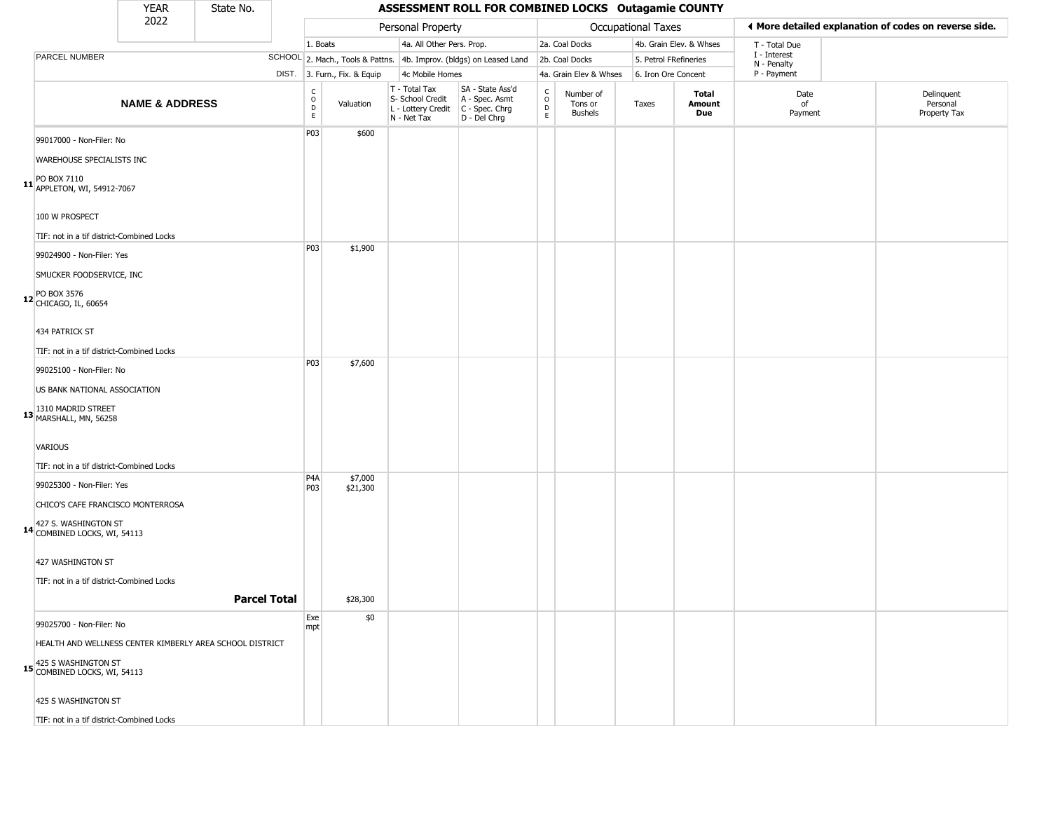| YEAR 2022 | State No. | ASSESSMENT ROLL FOR COMBINED LOCKS Outagamie COUNTY |
|---|---|---|

| | | Personal Property | | | | Occupational Taxes | | | | ◀ More detailed explanation of codes on reverse side. | |
|---|---|---|---|---|---|---|---|---|---|---|---|
| | | 1. Boats | | 4a. All Other Pers. Prop. | | 2a. Coal Docks | | 4b. Grain Elev. & Whses | | T - Total Due | |
| PARCEL NUMBER | SCHOOL | 2. Mach., Tools & Pattns. | | 4b. Improv. (bldgs) on Leased Land | | 2b. Coal Docks | | 5. Petrol FRefineries | | I - Interest N - Penalty | |
| | DIST. | 3. Furn., Fix. & Equip | | 4c Mobile Homes | | 4a. Grain Elev & Whses | | 6. Iron Ore Concent | | P - Payment | |

| | NAME & ADDRESS | CODE | Valuation | T - Total Tax S- School Credit L - Lottery Credit N - Net Tax | SA - State Ass'd A - Spec. Asmt C - Spec. Chrg D - Del Chrg | CODE | Number of Tons or Bushels | Taxes | Total Amount Due | Date of Payment | Delinquent Personal Property Tax |
|---|---|---|---|---|---|---|---|---|---|---|---|
| 11 | 99017000 - Non-Filer: No<br>WAREHOUSE SPECIALISTS INC<br>PO BOX 7110<br>APPLETON, WI, 54912-7067<br>100 W PROSPECT<br>TIF: not in a tif district-Combined Locks | P03 | $600 | | | | | | | | |
| 12 | 99024900 - Non-Filer: Yes<br>SMUCKER FOODSERVICE, INC<br>PO BOX 3576<br>CHICAGO, IL, 60654<br>434 PATRICK ST<br>TIF: not in a tif district-Combined Locks | P03 | $1,900 | | | | | | | | |
| 13 | 99025100 - Non-Filer: No<br>US BANK NATIONAL ASSOCIATION<br>1310 MADRID STREET<br>MARSHALL, MN, 56258<br>VARIOUS<br>TIF: not in a tif district-Combined Locks | P03 | $7,600 | | | | | | | | |
| 14 | 99025300 - Non-Filer: Yes<br>CHICO'S CAFE FRANCISCO MONTERROSA<br>427 S. WASHINGTON ST<br>COMBINED LOCKS, WI, 54113<br>427 WASHINGTON ST<br>TIF: not in a tif district-Combined Locks | P4A<br>P03 | $7,000<br>$21,300 | | | | | | | | |
| | **Parcel Total** | | $28,300 | | | | | | | | |
| 15 | 99025700 - Non-Filer: No<br>HEALTH AND WELLNESS CENTER KIMBERLY AREA SCHOOL DISTRICT<br>425 S WASHINGTON ST<br>COMBINED LOCKS, WI, 54113<br>425 S WASHINGTON ST<br>TIF: not in a tif district-Combined Locks | Exempt | $0 | | | | | | | | |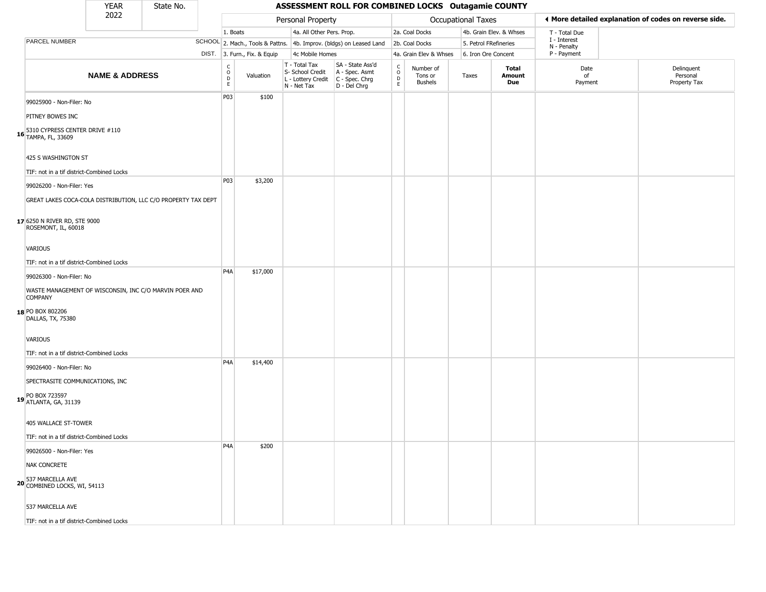# ASSESSMENT ROLL FOR COMBINED LOCKS Outagamie COUNTY

| YEAR | State No. |
|---|---|
| 2022 | |

| | | Personal Property | | | | Occupational Taxes | | | | ◄ More detailed explanation of codes on reverse side. | |
|---|---|---|---|---|---|---|---|---|---|---|---|
| | | 1. Boats | | 4a. All Other Pers. Prop. | | 2a. Coal Docks | | 4b. Grain Elev. & Whses | | T - Total Due | |
| PARCEL NUMBER | SCHOOL | 2. Mach., Tools & Pattns. | | 4b. Improv. (bldgs) on Leased Land | | 2b. Coal Docks | | 5. Petrol FRefineries | | I - Interest N - Penalty | |
| | DIST. | 3. Furn., Fix. & Equip | | 4c Mobile Homes | | 4a. Grain Elev & Whses | | 6. Iron Ore Concent | | P - Payment | |

| | NAME & ADDRESS | CODE | Valuation | T - Total Tax S- School Credit L - Lottery Credit N - Net Tax | SA - State Ass'd A - Spec. Asmt C - Spec. Chrg D - Del Chrg | CODE | Number of Tons or Bushels | Taxes | Total Amount Due | Date of Payment | Delinquent Personal Property Tax |
|---|---|---|---|---|---|---|---|---|---|---|---|
| 16 | 99025900 - Non-Filer: No<br>PITNEY BOWES INC<br>5310 CYPRESS CENTER DRIVE #110<br>TAMPA, FL, 33609<br>425 S WASHINGTON ST<br>TIF: not in a tif district-Combined Locks | P03 | $100 | | | | | | | | |
| 17 | 99026200 - Non-Filer: Yes<br>GREAT LAKES COCA-COLA DISTRIBUTION, LLC C/O PROPERTY TAX DEPT<br>6250 N RIVER RD, STE 9000<br>ROSEMONT, IL, 60018<br>VARIOUS<br>TIF: not in a tif district-Combined Locks | P03 | $3,200 | | | | | | | | |
| 18 | 99026300 - Non-Filer: No<br>WASTE MANAGEMENT OF WISCONSIN, INC C/O MARVIN POER AND COMPANY<br>PO BOX 802206<br>DALLAS, TX, 75380<br>VARIOUS<br>TIF: not in a tif district-Combined Locks | P4A | $17,000 | | | | | | | | |
| 19 | 99026400 - Non-Filer: No<br>SPECTRASITE COMMUNICATIONS, INC<br>PO BOX 723597<br>ATLANTA, GA, 31139<br>405 WALLACE ST-TOWER<br>TIF: not in a tif district-Combined Locks | P4A | $14,400 | | | | | | | | |
| 20 | 99026500 - Non-Filer: Yes<br>NAK CONCRETE<br>537 MARCELLA AVE<br>COMBINED LOCKS, WI, 54113<br>537 MARCELLA AVE<br>TIF: not in a tif district-Combined Locks | P4A | $200 | | | | | | | | |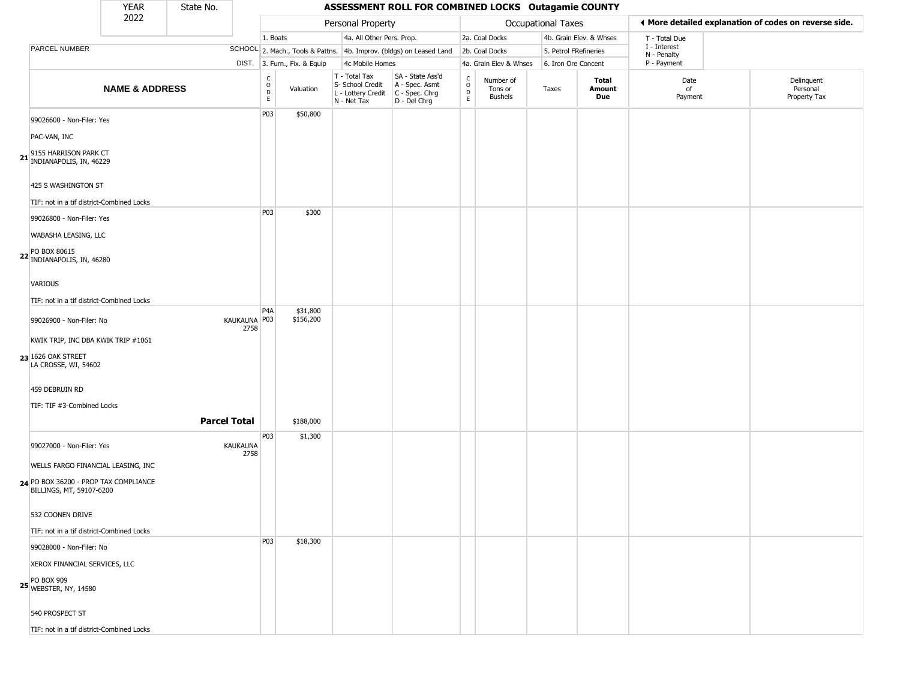| YEAR 2022 | State No. | ASSESSMENT ROLL FOR COMBINED LOCKS Outagamie COUNTY |
|---|---|---|

| | | Personal Property | | | | Occupational Taxes | | | | ◀ More detailed explanation of codes on reverse side. | |
|---|---|---|---|---|---|---|---|---|---|---|---|
| | | 1. Boats | | 4a. All Other Pers. Prop. | | 2a. Coal Docks | | 4b. Grain Elev. & Whses | | T - Total Due | |
| PARCEL NUMBER | SCHOOL | 2. Mach., Tools & Pattns. | | 4b. Improv. (bldgs) on Leased Land | | 2b. Coal Docks | | 5. Petrol FRefineries | | I - Interest N - Penalty | |
| | DIST. | 3. Furn., Fix. & Equip | | 4c Mobile Homes | | 4a. Grain Elev & Whses | | 6. Iron Ore Concent | | P - Payment | |
| **NAME & ADDRESS** | | CODE | Valuation | T - Total Tax S- School Credit L - Lottery Credit N - Net Tax | SA - State Ass'd A - Spec. Asmt C - Spec. Chrg D - Del Chrg | CODE | Number of Tons or Bushels | Taxes | **Total Amount Due** | Date of Payment | Delinquent Personal Property Tax |
| 21 99026600 - Non-Filer: Yes<br>PAC-VAN, INC<br>9155 HARRISON PARK CT<br>INDIANAPOLIS, IN, 46229<br>425 S WASHINGTON ST<br>TIF: not in a tif district-Combined Locks | | P03 | $50,800 | | | | | | | | |
| 22 99026800 - Non-Filer: Yes<br>WABASHA LEASING, LLC<br>PO BOX 80615<br>INDIANAPOLIS, IN, 46280<br>VARIOUS<br>TIF: not in a tif district-Combined Locks | | P03 | $300 | | | | | | | | |
| 23 99026900 - Non-Filer: No<br>KWIK TRIP, INC DBA KWIK TRIP #1061<br>1626 OAK STREET<br>LA CROSSE, WI, 54602<br>459 DEBRUIN RD<br>TIF: TIF #3-Combined Locks | KAUKAUNA 2758 | P4A<br>P03 | $31,800<br>$156,200 | | | | | | | | |
| | **Parcel Total** | | $188,000 | | | | | | | | |
| 24 99027000 - Non-Filer: Yes<br>WELLS FARGO FINANCIAL LEASING, INC<br>PO BOX 36200 - PROP TAX COMPLIANCE<br>BILLINGS, MT, 59107-6200<br>532 COONEN DRIVE<br>TIF: not in a tif district-Combined Locks | KAUKAUNA 2758 | P03 | $1,300 | | | | | | | | |
| 25 99028000 - Non-Filer: No<br>XEROX FINANCIAL SERVICES, LLC<br>PO BOX 909<br>WEBSTER, NY, 14580<br>540 PROSPECT ST<br>TIF: not in a tif district-Combined Locks | | P03 | $18,300 | | | | | | | | |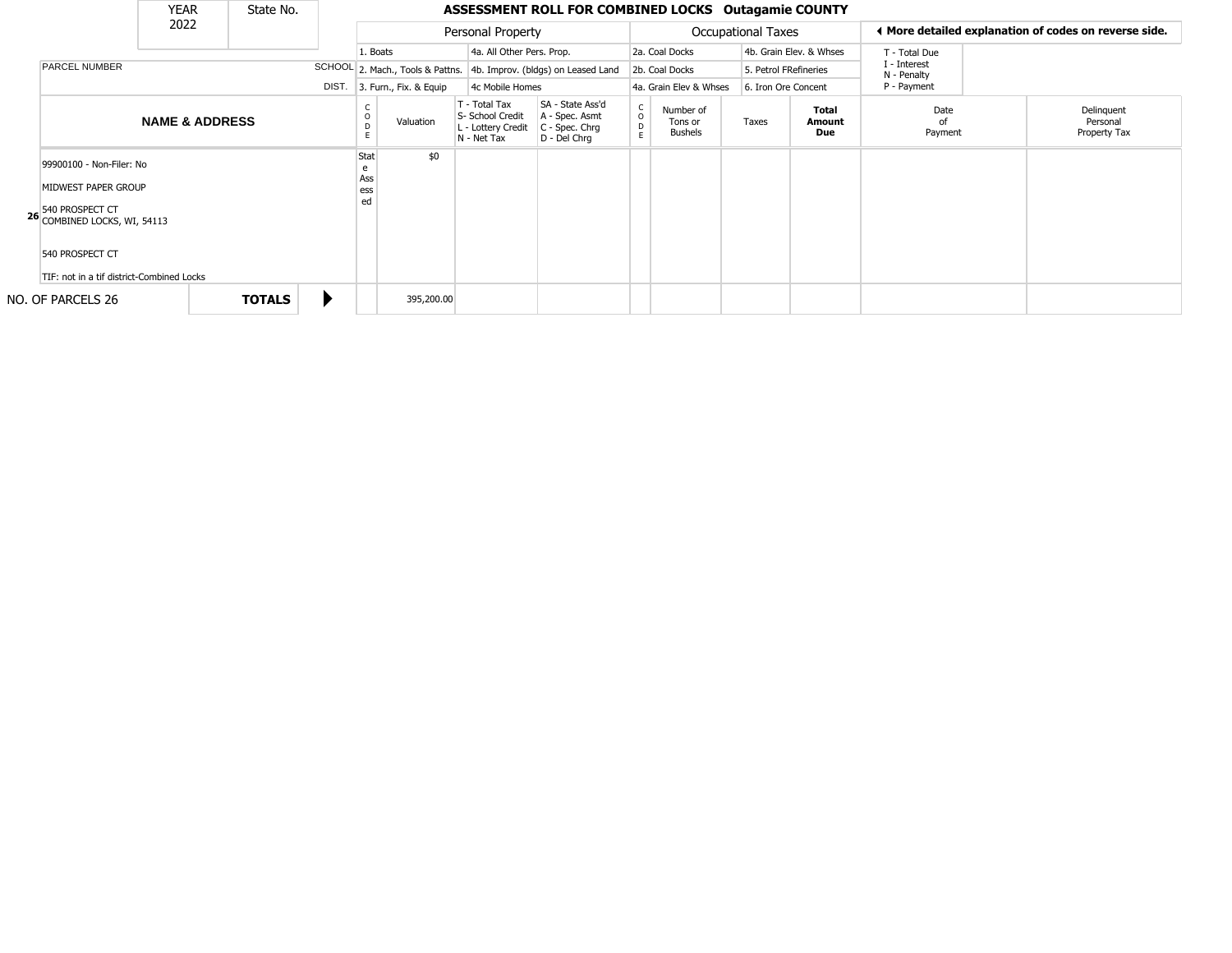| YEAR 2022 | State No. | | ASSESSMENT ROLL FOR COMBINED LOCKS Outagamie COUNTY | | | | | | | | | |
|---|---|---|---|---|---|---|---|---|---|---|---|---|
| | | | Personal Property | | | | Occupational Taxes | | | | ◀ More detailed explanation of codes on reverse side. | |
| | | | 1. Boats | | 4a. All Other Pers. Prop. | | 2a. Coal Docks | | 4b. Grain Elev. & Whses | | T - Total Due | |
| PARCEL NUMBER | | SCHOOL | 2. Mach., Tools & Pattns. | | 4b. Improv. (bldgs) on Leased Land | | 2b. Coal Docks | | 5. Petrol FRefineries | | I - Interest N - Penalty | |
| | | DIST. | 3. Furn., Fix. & Equip | | 4c Mobile Homes | | 4a. Grain Elev & Whses | | 6. Iron Ore Concent | | P - Payment | |
| NAME & ADDRESS | | | CODE | Valuation | T - Total Tax S- School Credit L - Lottery Credit N - Net Tax | SA - State Ass'd A - Spec. Asmt C - Spec. Chrg D - Del Chrg | CODE | Number of Tons or Bushels | Taxes | Total Amount Due | Date of Payment | Delinquent Personal Property Tax |
| 99900100 - Non-Filer: No<br>MIDWEST PAPER GROUP<br>26 540 PROSPECT CT<br>COMBINED LOCKS, WI, 54113<br>540 PROSPECT CT<br>TIF: not in a tif district-Combined Locks | | | State Assessed | $0 | | | | | | | | |
| NO. OF PARCELS 26 | TOTALS | ▶ | | 395,200.00 | | | | | | | | |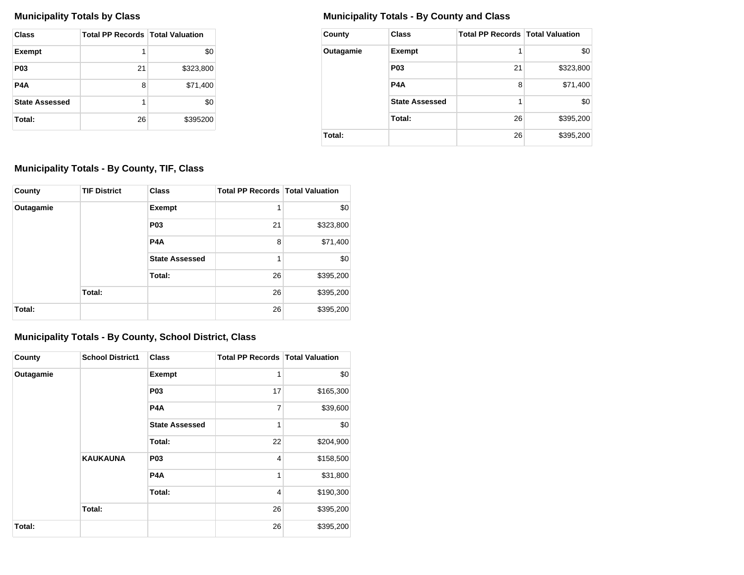## Municipality Totals by Class

| Class | Total PP Records | Total Valuation |
|---|---|---|
| **Exempt** | 1 | $0 |
| **P03** | 21 | $323,800 |
| **P4A** | 8 | $71,400 |
| **State Assessed** | 1 | $0 |
| **Total:** | 26 | $395200 |

## Municipality Totals - By County and Class

| County | Class | Total PP Records | Total Valuation |
|---|---|---|---|
| **Outagamie** | **Exempt** | 1 | $0 |
| | **P03** | 21 | $323,800 |
| | **P4A** | 8 | $71,400 |
| | **State Assessed** | 1 | $0 |
| | **Total:** | 26 | $395,200 |
| **Total:** | | 26 | $395,200 |

## Municipality Totals - By County, TIF, Class

| County | TIF District | Class | Total PP Records | Total Valuation |
|---|---|---|---|---|
| **Outagamie** | | **Exempt** | 1 | $0 |
| | | **P03** | 21 | $323,800 |
| | | **P4A** | 8 | $71,400 |
| | | **State Assessed** | 1 | $0 |
| | | **Total:** | 26 | $395,200 |
| | **Total:** | | 26 | $395,200 |
| **Total:** | | | 26 | $395,200 |

## Municipality Totals - By County, School District, Class

| County | School District1 | Class | Total PP Records | Total Valuation |
|---|---|---|---|---|
| **Outagamie** | | **Exempt** | 1 | $0 |
| | | **P03** | 17 | $165,300 |
| | | **P4A** | 7 | $39,600 |
| | | **State Assessed** | 1 | $0 |
| | | **Total:** | 22 | $204,900 |
| | **KAUKAUNA** | **P03** | 4 | $158,500 |
| | | **P4A** | 1 | $31,800 |
| | | **Total:** | 4 | $190,300 |
| | **Total:** | | 26 | $395,200 |
| **Total:** | | | 26 | $395,200 |